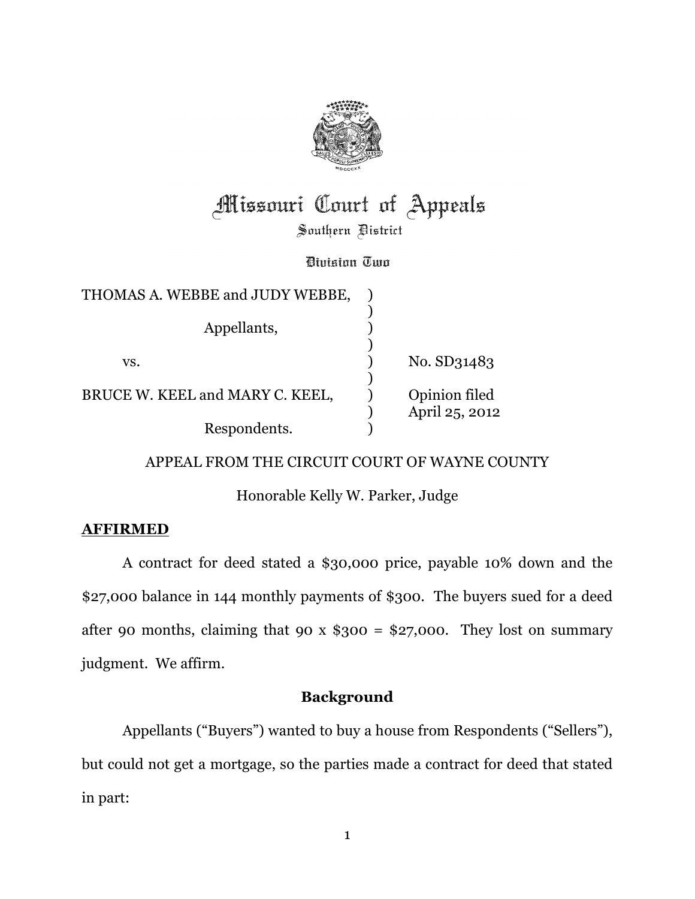# Missouri Court of Appeals

Southern District

Division Two

| | | |
|---|---|---|
| THOMAS A. WEBBE and JUDY WEBBE, | ) | |
| Appellants, | ) | |
| vs. | ) | No. SD31483 |
| BRUCE W. KEEL and MARY C. KEEL, | ) | Opinion filed April 25, 2012 |
| Respondents. | ) | |

APPEAL FROM THE CIRCUIT COURT OF WAYNE COUNTY

Honorable Kelly W. Parker, Judge

**AFFIRMED**

A contract for deed stated a $30,000 price, payable 10% down and the $27,000 balance in 144 monthly payments of $300. The buyers sued for a deed after 90 months, claiming that 90 x $300 = $27,000. They lost on summary judgment. We affirm.

## Background

Appellants ("Buyers") wanted to buy a house from Respondents ("Sellers"), but could not get a mortgage, so the parties made a contract for deed that stated in part: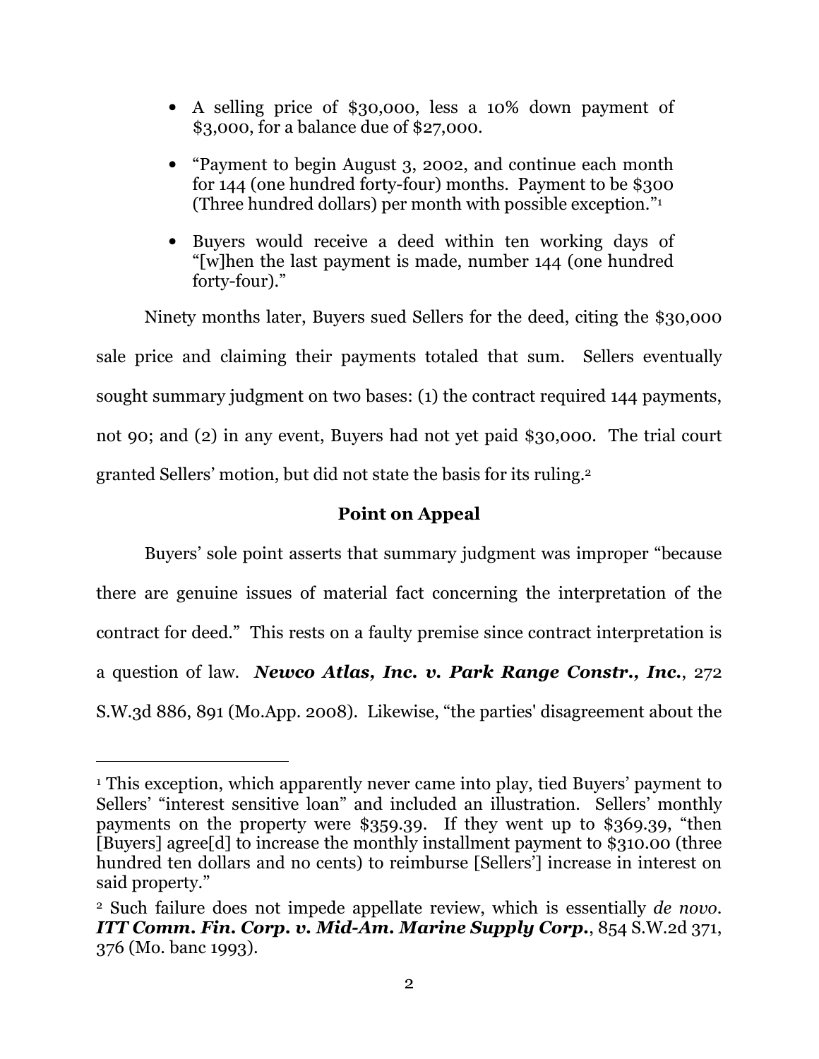- A selling price of $30,000, less a 10% down payment of $3,000, for a balance due of $27,000.

- "Payment to begin August 3, 2002, and continue each month for 144 (one hundred forty-four) months. Payment to be $300 (Three hundred dollars) per month with possible exception."[1]

- Buyers would receive a deed within ten working days of "[w]hen the last payment is made, number 144 (one hundred forty-four)."

Ninety months later, Buyers sued Sellers for the deed, citing the $30,000 sale price and claiming their payments totaled that sum. Sellers eventually sought summary judgment on two bases: (1) the contract required 144 payments, not 90; and (2) in any event, Buyers had not yet paid $30,000. The trial court granted Sellers' motion, but did not state the basis for its ruling.[2]

### Point on Appeal

Buyers' sole point asserts that summary judgment was improper "because there are genuine issues of material fact concerning the interpretation of the contract for deed." This rests on a faulty premise since contract interpretation is a question of law. ***Newco Atlas, Inc. v. Park Range Constr., Inc.***, 272 S.W.3d 886, 891 (Mo.App. 2008). Likewise, "the parties' disagreement about the

---

[1] This exception, which apparently never came into play, tied Buyers' payment to Sellers' "interest sensitive loan" and included an illustration. Sellers' monthly payments on the property were $359.39. If they went up to $369.39, "then [Buyers] agree[d] to increase the monthly installment payment to $310.00 (three hundred ten dollars and no cents) to reimburse [Sellers'] increase in interest on said property."

[2] Such failure does not impede appellate review, which is essentially *de novo*. ***ITT Comm. Fin. Corp. v. Mid-Am. Marine Supply Corp.***, 854 S.W.2d 371, 376 (Mo. banc 1993).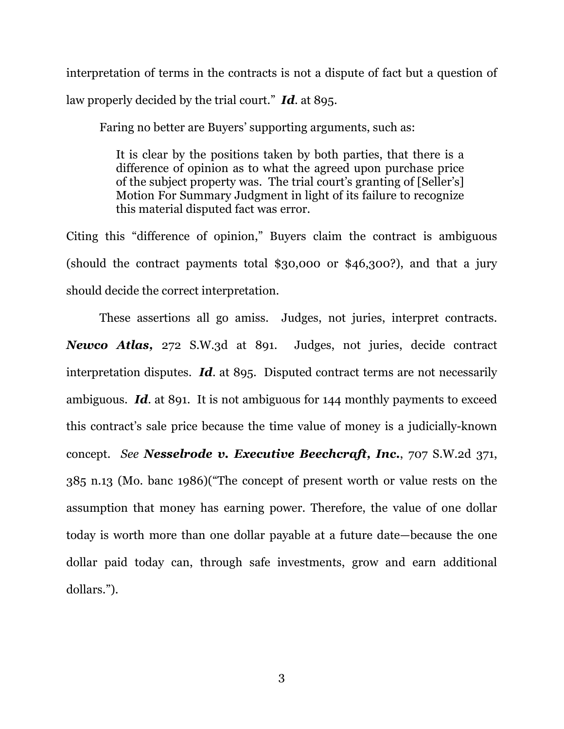interpretation of terms in the contracts is not a dispute of fact but a question of law properly decided by the trial court." ***Id***. at 895.

Faring no better are Buyers' supporting arguments, such as:

> It is clear by the positions taken by both parties, that there is a difference of opinion as to what the agreed upon purchase price of the subject property was. The trial court's granting of [Seller's] Motion For Summary Judgment in light of its failure to recognize this material disputed fact was error.

Citing this "difference of opinion," Buyers claim the contract is ambiguous (should the contract payments total $30,000 or $46,300?), and that a jury should decide the correct interpretation.

These assertions all go amiss. Judges, not juries, interpret contracts. ***Newco Atlas***, 272 S.W.3d at 891. Judges, not juries, decide contract interpretation disputes. ***Id***. at 895. Disputed contract terms are not necessarily ambiguous. ***Id***. at 891. It is not ambiguous for 144 monthly payments to exceed this contract's sale price because the time value of money is a judicially-known concept. *See* ***Nesselrode v. Executive Beechcraft, Inc.***, 707 S.W.2d 371, 385 n.13 (Mo. banc 1986)("The concept of present worth or value rests on the assumption that money has earning power. Therefore, the value of one dollar today is worth more than one dollar payable at a future date—because the one dollar paid today can, through safe investments, grow and earn additional dollars.").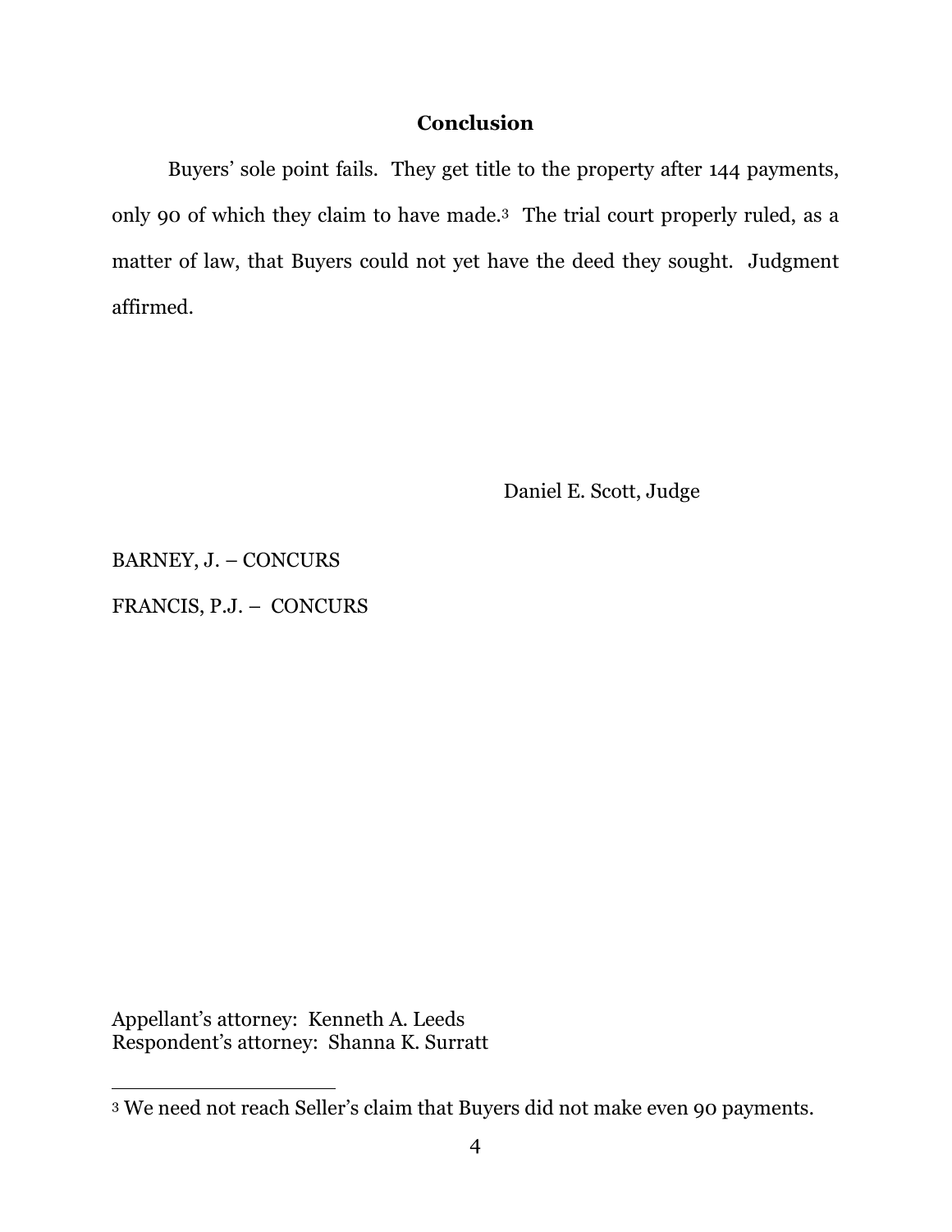## Conclusion

Buyers' sole point fails. They get title to the property after 144 payments, only 90 of which they claim to have made.[3] The trial court properly ruled, as a matter of law, that Buyers could not yet have the deed they sought. Judgment affirmed.

Daniel E. Scott, Judge

BARNEY, J. – CONCURS

FRANCIS, P.J. – CONCURS

Appellant's attorney: Kenneth A. Leeds
Respondent's attorney: Shanna K. Surratt

---

[3] We need not reach Seller's claim that Buyers did not make even 90 payments.